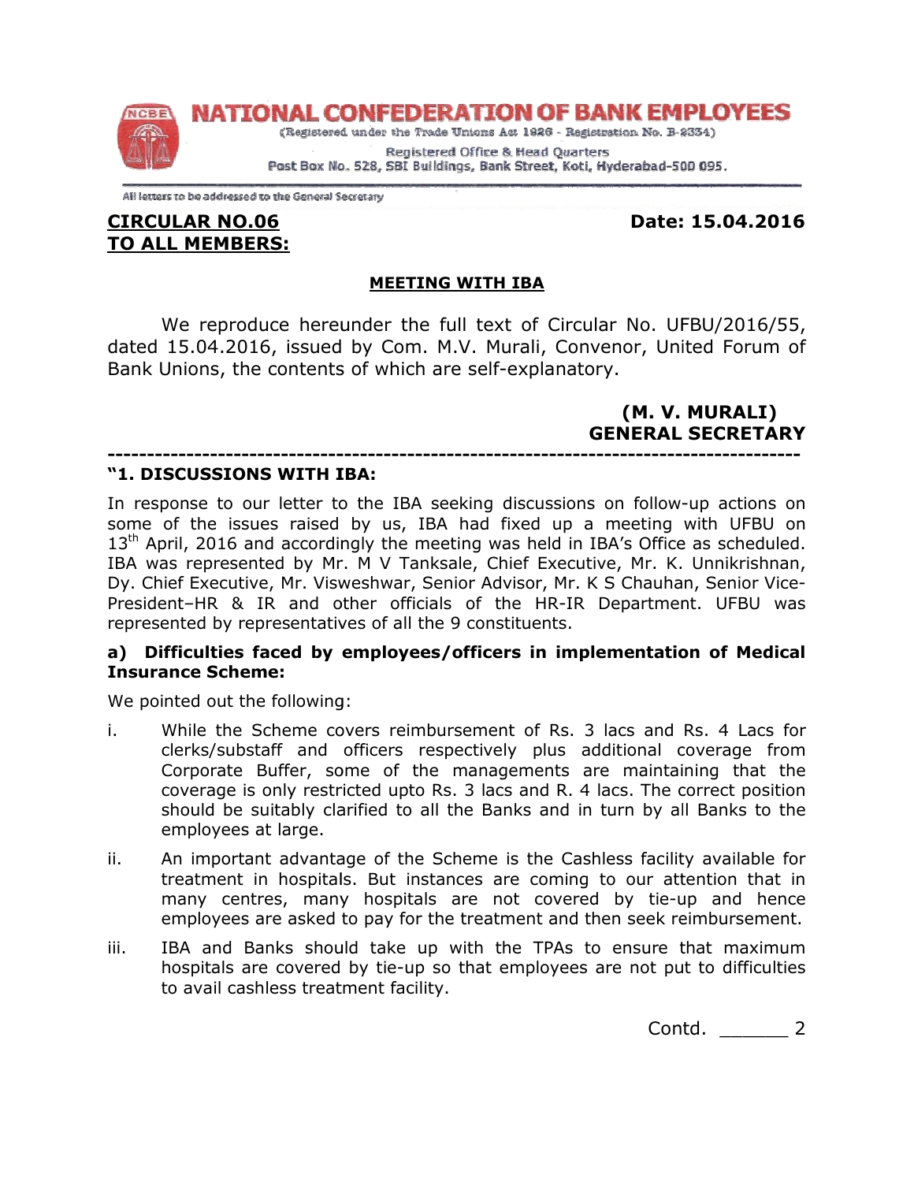# NATIONAL CONFEDERATION OF BANK EMPLOYEES

(Registered under the Trade Unions Act 1926 - Registration No. B-2334)

Registered Office & Head Quarters
Post Box No. 528, SBI Buildings, Bank Street, Koti, Hyderabad-500 095.

All letters to be addressed to the General Secretary

**CIRCULAR NO.06** **Date: 15.04.2016**
**TO ALL MEMBERS:**

**MEETING WITH IBA**

We reproduce hereunder the full text of Circular No. UFBU/2016/55, dated 15.04.2016, issued by Com. M.V. Murali, Convenor, United Forum of Bank Unions, the contents of which are self-explanatory.

**(M. V. MURALI)**
**GENERAL SECRETARY**

---

**"1. DISCUSSIONS WITH IBA:**

In response to our letter to the IBA seeking discussions on follow-up actions on some of the issues raised by us, IBA had fixed up a meeting with UFBU on 13th April, 2016 and accordingly the meeting was held in IBA's Office as scheduled. IBA was represented by Mr. M V Tanksale, Chief Executive, Mr. K. Unnikrishnan, Dy. Chief Executive, Mr. Visweshwar, Senior Advisor, Mr. K S Chauhan, Senior Vice-President–HR & IR and other officials of the HR-IR Department. UFBU was represented by representatives of all the 9 constituents.

**a) Difficulties faced by employees/officers in implementation of Medical Insurance Scheme:**

We pointed out the following:

i. While the Scheme covers reimbursement of Rs. 3 lacs and Rs. 4 Lacs for clerks/substaff and officers respectively plus additional coverage from Corporate Buffer, some of the managements are maintaining that the coverage is only restricted upto Rs. 3 lacs and R. 4 lacs. The correct position should be suitably clarified to all the Banks and in turn by all Banks to the employees at large.

ii. An important advantage of the Scheme is the Cashless facility available for treatment in hospitals. But instances are coming to our attention that in many centres, many hospitals are not covered by tie-up and hence employees are asked to pay for the treatment and then seek reimbursement.

iii. IBA and Banks should take up with the TPAs to ensure that maximum hospitals are covered by tie-up so that employees are not put to difficulties to avail cashless treatment facility.

Contd. ______ 2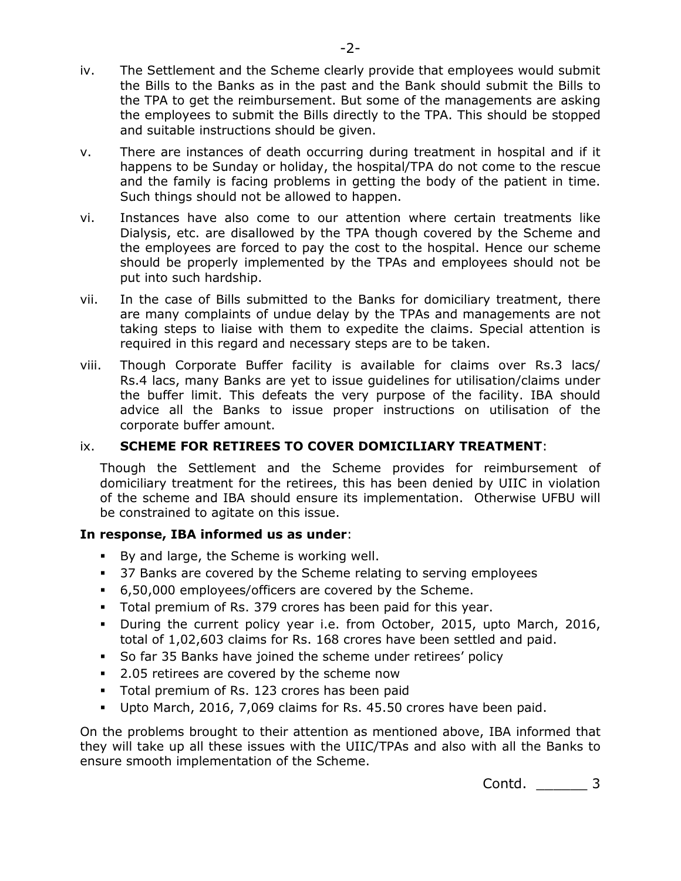iv. The Settlement and the Scheme clearly provide that employees would submit the Bills to the Banks as in the past and the Bank should submit the Bills to the TPA to get the reimbursement. But some of the managements are asking the employees to submit the Bills directly to the TPA. This should be stopped and suitable instructions should be given.

v. There are instances of death occurring during treatment in hospital and if it happens to be Sunday or holiday, the hospital/TPA do not come to the rescue and the family is facing problems in getting the body of the patient in time. Such things should not be allowed to happen.

vi. Instances have also come to our attention where certain treatments like Dialysis, etc. are disallowed by the TPA though covered by the Scheme and the employees are forced to pay the cost to the hospital. Hence our scheme should be properly implemented by the TPAs and employees should not be put into such hardship.

vii. In the case of Bills submitted to the Banks for domiciliary treatment, there are many complaints of undue delay by the TPAs and managements are not taking steps to liaise with them to expedite the claims. Special attention is required in this regard and necessary steps are to be taken.

viii. Though Corporate Buffer facility is available for claims over Rs.3 lacs/ Rs.4 lacs, many Banks are yet to issue guidelines for utilisation/claims under the buffer limit. This defeats the very purpose of the facility. IBA should advice all the Banks to issue proper instructions on utilisation of the corporate buffer amount.

ix. **SCHEME FOR RETIREES TO COVER DOMICILIARY TREATMENT**:

Though the Settlement and the Scheme provides for reimbursement of domiciliary treatment for the retirees, this has been denied by UIIC in violation of the scheme and IBA should ensure its implementation. Otherwise UFBU will be constrained to agitate on this issue.

**In response, IBA informed us as under**:

- By and large, the Scheme is working well.
- 37 Banks are covered by the Scheme relating to serving employees
- 6,50,000 employees/officers are covered by the Scheme.
- Total premium of Rs. 379 crores has been paid for this year.
- During the current policy year i.e. from October, 2015, upto March, 2016, total of 1,02,603 claims for Rs. 168 crores have been settled and paid.
- So far 35 Banks have joined the scheme under retirees' policy
- 2.05 retirees are covered by the scheme now
- Total premium of Rs. 123 crores has been paid
- Upto March, 2016, 7,069 claims for Rs. 45.50 crores have been paid.

On the problems brought to their attention as mentioned above, IBA informed that they will take up all these issues with the UIIC/TPAs and also with all the Banks to ensure smooth implementation of the Scheme.

Contd. ______ 3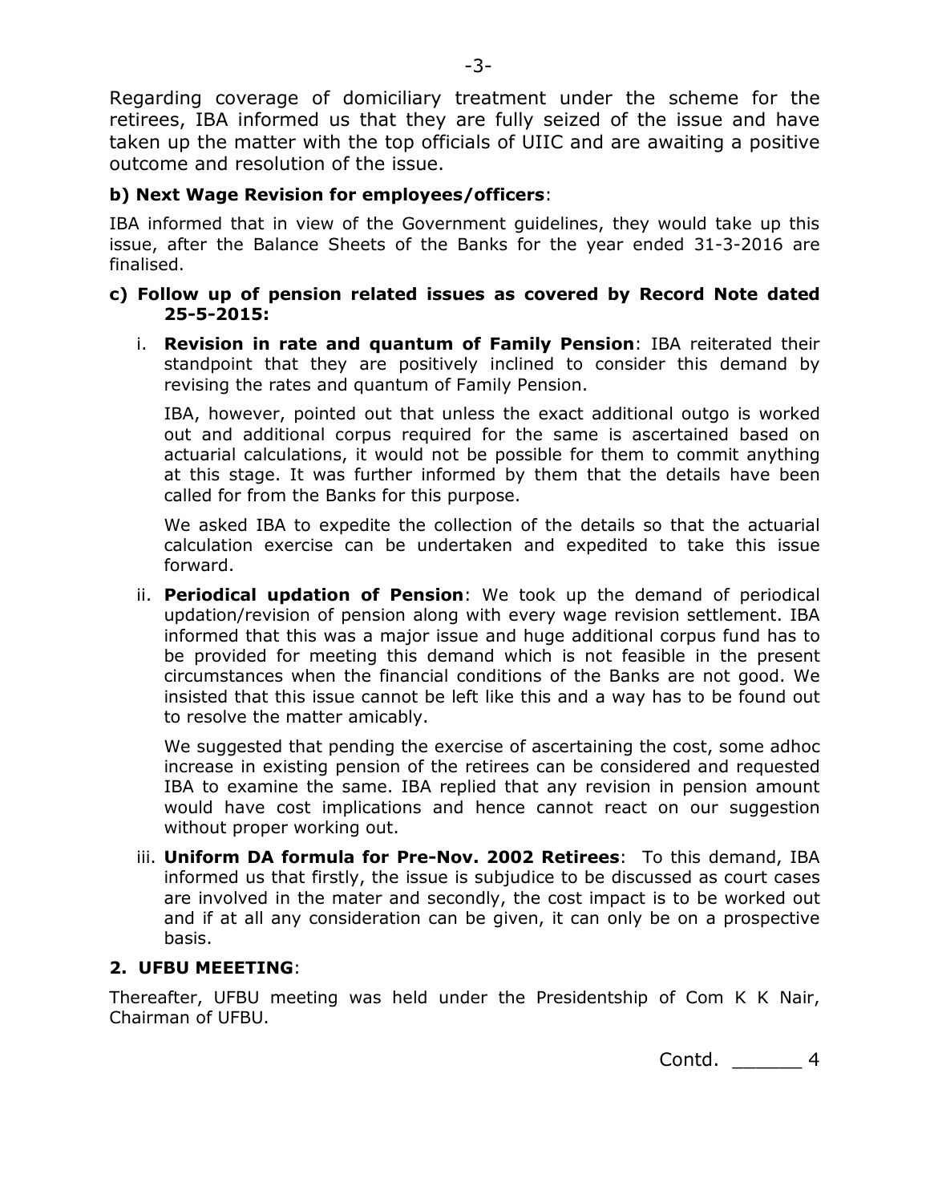Regarding coverage of domiciliary treatment under the scheme for the retirees, IBA informed us that they are fully seized of the issue and have taken up the matter with the top officials of UIIC and are awaiting a positive outcome and resolution of the issue.

**b) Next Wage Revision for employees/officers**:

IBA informed that in view of the Government guidelines, they would take up this issue, after the Balance Sheets of the Banks for the year ended 31-3-2016 are finalised.

**c) Follow up of pension related issues as covered by Record Note dated 25-5-2015:**

i. **Revision in rate and quantum of Family Pension**: IBA reiterated their standpoint that they are positively inclined to consider this demand by revising the rates and quantum of Family Pension.

   IBA, however, pointed out that unless the exact additional outgo is worked out and additional corpus required for the same is ascertained based on actuarial calculations, it would not be possible for them to commit anything at this stage. It was further informed by them that the details have been called for from the Banks for this purpose.

   We asked IBA to expedite the collection of the details so that the actuarial calculation exercise can be undertaken and expedited to take this issue forward.

ii. **Periodical updation of Pension**: We took up the demand of periodical updation/revision of pension along with every wage revision settlement. IBA informed that this was a major issue and huge additional corpus fund has to be provided for meeting this demand which is not feasible in the present circumstances when the financial conditions of the Banks are not good. We insisted that this issue cannot be left like this and a way has to be found out to resolve the matter amicably.

   We suggested that pending the exercise of ascertaining the cost, some adhoc increase in existing pension of the retirees can be considered and requested IBA to examine the same. IBA replied that any revision in pension amount would have cost implications and hence cannot react on our suggestion without proper working out.

iii. **Uniform DA formula for Pre-Nov. 2002 Retirees**: To this demand, IBA informed us that firstly, the issue is subjudice to be discussed as court cases are involved in the mater and secondly, the cost impact is to be worked out and if at all any consideration can be given, it can only be on a prospective basis.

**2. UFBU MEEETING**:

Thereafter, UFBU meeting was held under the Presidentship of Com K K Nair, Chairman of UFBU.

Contd. ______ 4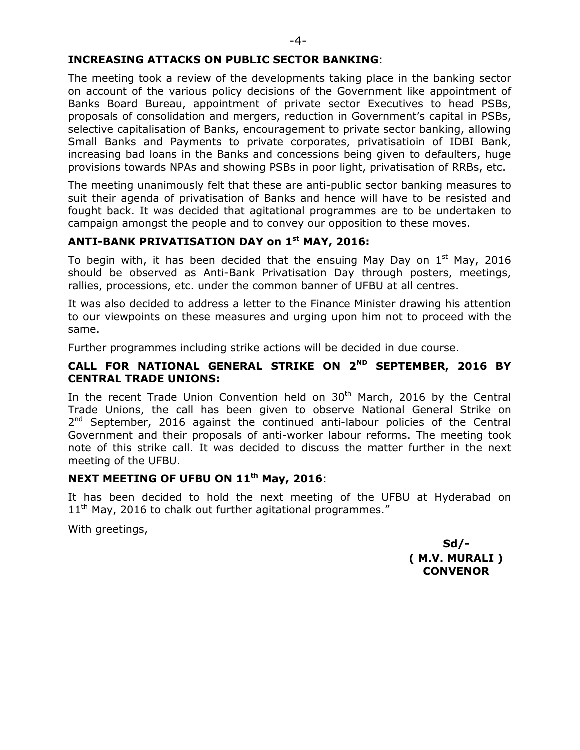**INCREASING ATTACKS ON PUBLIC SECTOR BANKING**:

The meeting took a review of the developments taking place in the banking sector on account of the various policy decisions of the Government like appointment of Banks Board Bureau, appointment of private sector Executives to head PSBs, proposals of consolidation and mergers, reduction in Government's capital in PSBs, selective capitalisation of Banks, encouragement to private sector banking, allowing Small Banks and Payments to private corporates, privatisatioin of IDBI Bank, increasing bad loans in the Banks and concessions being given to defaulters, huge provisions towards NPAs and showing PSBs in poor light, privatisation of RRBs, etc.

The meeting unanimously felt that these are anti-public sector banking measures to suit their agenda of privatisation of Banks and hence will have to be resisted and fought back. It was decided that agitational programmes are to be undertaken to campaign amongst the people and to convey our opposition to these moves.

**ANTI-BANK PRIVATISATION DAY on 1st MAY, 2016:**

To begin with, it has been decided that the ensuing May Day on 1st May, 2016 should be observed as Anti-Bank Privatisation Day through posters, meetings, rallies, processions, etc. under the common banner of UFBU at all centres.

It was also decided to address a letter to the Finance Minister drawing his attention to our viewpoints on these measures and urging upon him not to proceed with the same.

Further programmes including strike actions will be decided in due course.

**CALL FOR NATIONAL GENERAL STRIKE ON 2ND SEPTEMBER, 2016 BY CENTRAL TRADE UNIONS:**

In the recent Trade Union Convention held on 30th March, 2016 by the Central Trade Unions, the call has been given to observe National General Strike on 2nd September, 2016 against the continued anti-labour policies of the Central Government and their proposals of anti-worker labour reforms. The meeting took note of this strike call. It was decided to discuss the matter further in the next meeting of the UFBU.

**NEXT MEETING OF UFBU ON 11th May, 2016**:

It has been decided to hold the next meeting of the UFBU at Hyderabad on 11th May, 2016 to chalk out further agitational programmes."

With greetings,

**Sd/-**
**( M.V. MURALI )**
**CONVENOR**